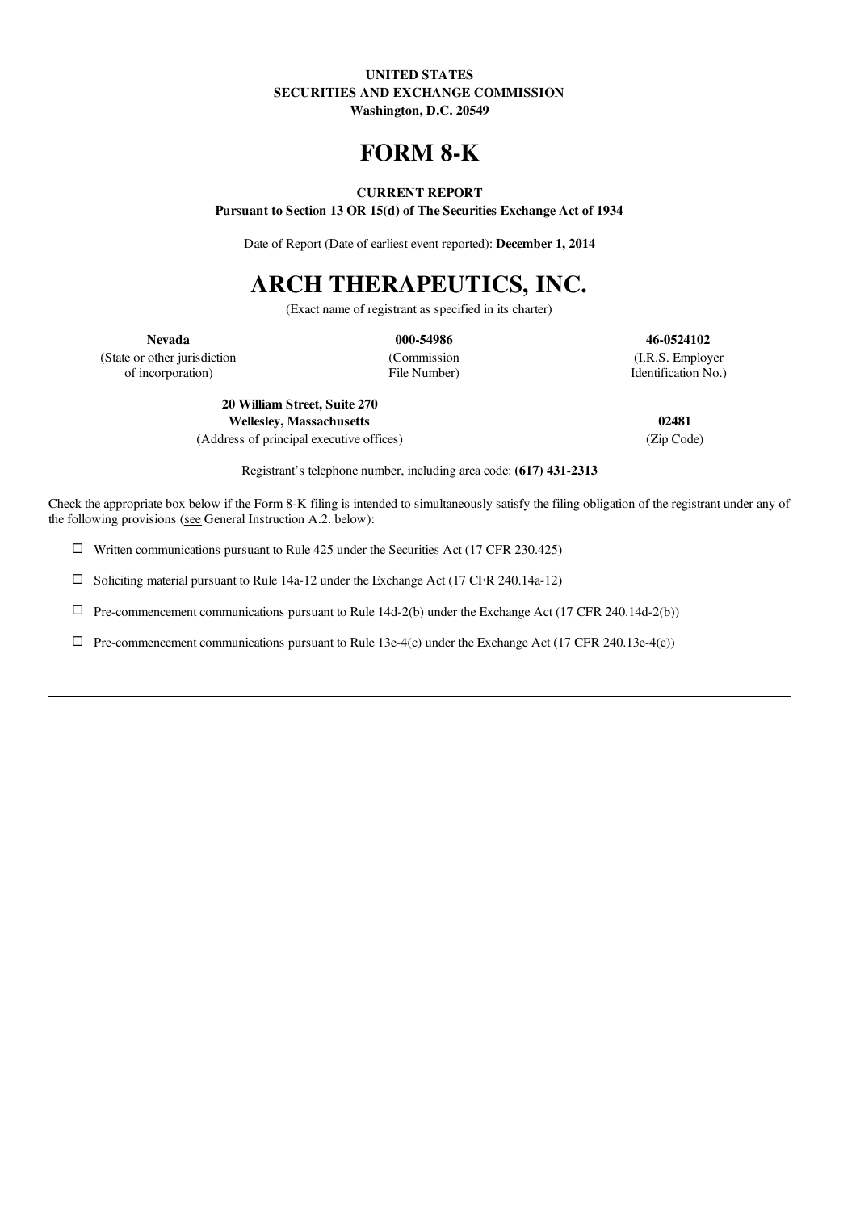**UNITED STATES**
**SECURITIES AND EXCHANGE COMMISSION**
**Washington, D.C. 20549**

# FORM 8-K

**CURRENT REPORT**
**Pursuant to Section 13 OR 15(d) of The Securities Exchange Act of 1934**

Date of Report (Date of earliest event reported): **December 1, 2014**

# ARCH THERAPEUTICS, INC.

(Exact name of registrant as specified in its charter)

| **Nevada** | **000-54986** | **46-0524102** |
|---|---|---|
| (State or other jurisdiction of incorporation) | (Commission File Number) | (I.R.S. Employer Identification No.) |

| **20 William Street, Suite 270 Wellesley, Massachusetts** | **02481** |
|---|---|
| (Address of principal executive offices) | (Zip Code) |

Registrant's telephone number, including area code: **(617) 431-2313**

Check the appropriate box below if the Form 8-K filing is intended to simultaneously satisfy the filing obligation of the registrant under any of the following provisions (see General Instruction A.2. below):

☐ Written communications pursuant to Rule 425 under the Securities Act (17 CFR 230.425)

☐ Soliciting material pursuant to Rule 14a-12 under the Exchange Act (17 CFR 240.14a-12)

☐ Pre-commencement communications pursuant to Rule 14d-2(b) under the Exchange Act (17 CFR 240.14d-2(b))

☐ Pre-commencement communications pursuant to Rule 13e-4(c) under the Exchange Act (17 CFR 240.13e-4(c))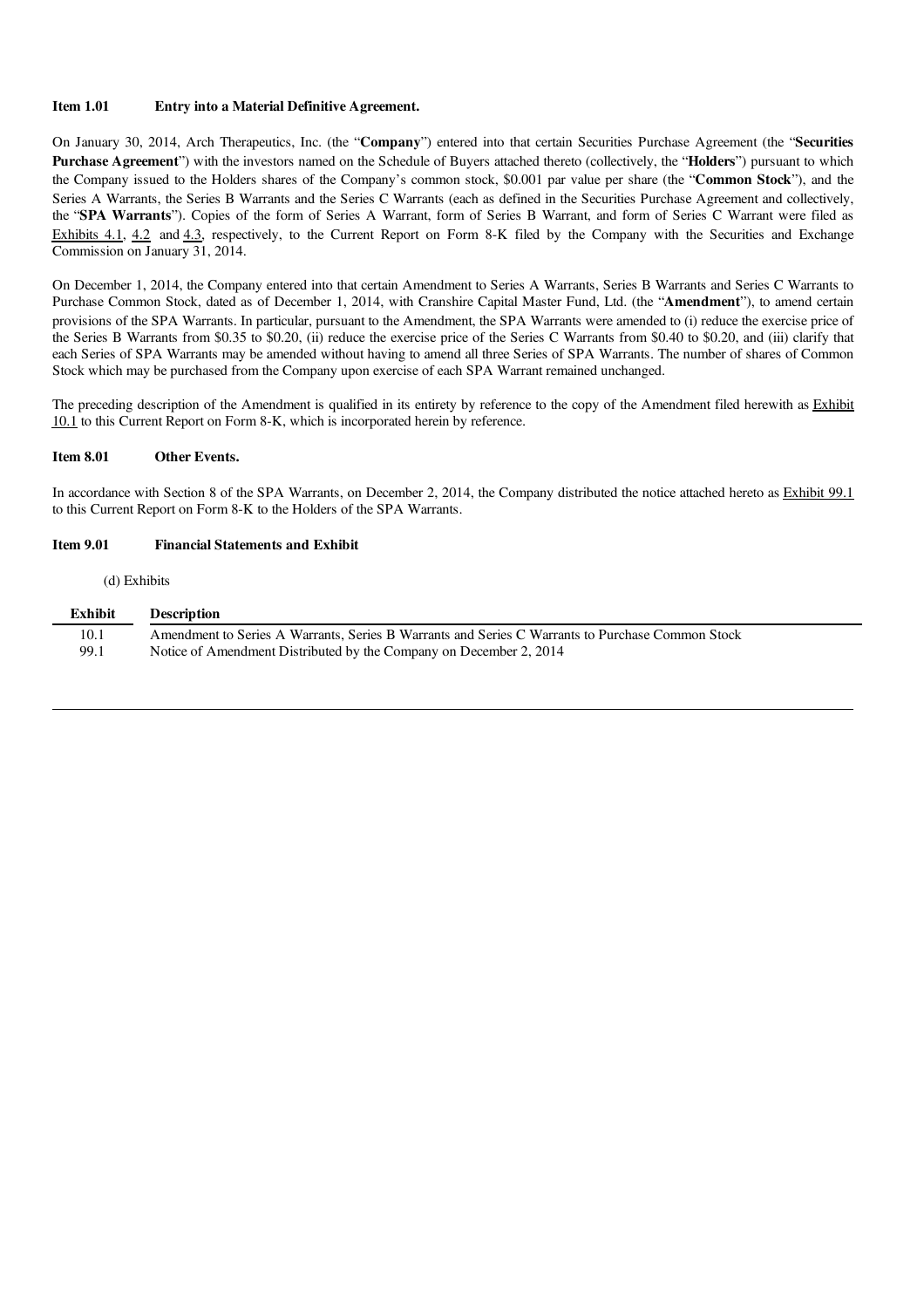**Item 1.01 Entry into a Material Definitive Agreement.**

On January 30, 2014, Arch Therapeutics, Inc. (the "**Company**") entered into that certain Securities Purchase Agreement (the "**Securities Purchase Agreement**") with the investors named on the Schedule of Buyers attached thereto (collectively, the "**Holders**") pursuant to which the Company issued to the Holders shares of the Company's common stock, $0.001 par value per share (the "**Common Stock**"), and the Series A Warrants, the Series B Warrants and the Series C Warrants (each as defined in the Securities Purchase Agreement and collectively, the "**SPA Warrants**"). Copies of the form of Series A Warrant, form of Series B Warrant, and form of Series C Warrant were filed as Exhibits 4.1, 4.2 and 4.3, respectively, to the Current Report on Form 8-K filed by the Company with the Securities and Exchange Commission on January 31, 2014.

On December 1, 2014, the Company entered into that certain Amendment to Series A Warrants, Series B Warrants and Series C Warrants to Purchase Common Stock, dated as of December 1, 2014, with Cranshire Capital Master Fund, Ltd. (the "**Amendment**"), to amend certain provisions of the SPA Warrants. In particular, pursuant to the Amendment, the SPA Warrants were amended to (i) reduce the exercise price of the Series B Warrants from $0.35 to $0.20, (ii) reduce the exercise price of the Series C Warrants from $0.40 to $0.20, and (iii) clarify that each Series of SPA Warrants may be amended without having to amend all three Series of SPA Warrants. The number of shares of Common Stock which may be purchased from the Company upon exercise of each SPA Warrant remained unchanged.

The preceding description of the Amendment is qualified in its entirety by reference to the copy of the Amendment filed herewith as Exhibit 10.1 to this Current Report on Form 8-K, which is incorporated herein by reference.

**Item 8.01 Other Events.**

In accordance with Section 8 of the SPA Warrants, on December 2, 2014, the Company distributed the notice attached hereto as Exhibit 99.1 to this Current Report on Form 8-K to the Holders of the SPA Warrants.

**Item 9.01 Financial Statements and Exhibit**

(d) Exhibits

| Exhibit | Description |
|---|---|
| 10.1 | Amendment to Series A Warrants, Series B Warrants and Series C Warrants to Purchase Common Stock |
| 99.1 | Notice of Amendment Distributed by the Company on December 2, 2014 |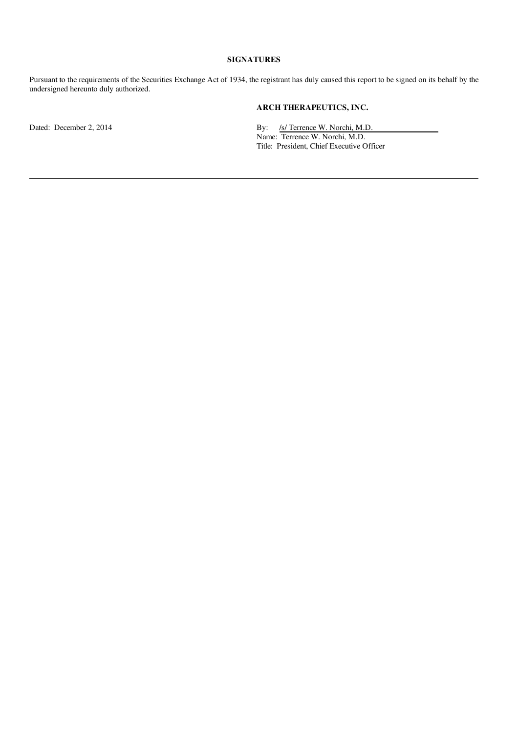## SIGNATURES

Pursuant to the requirements of the Securities Exchange Act of 1934, the registrant has duly caused this report to be signed on its behalf by the undersigned hereunto duly authorized.

**ARCH THERAPEUTICS, INC.**

Dated: December 2, 2014

By: /s/ Terrence W. Norchi, M.D.
Name: Terrence W. Norchi, M.D.
Title: President, Chief Executive Officer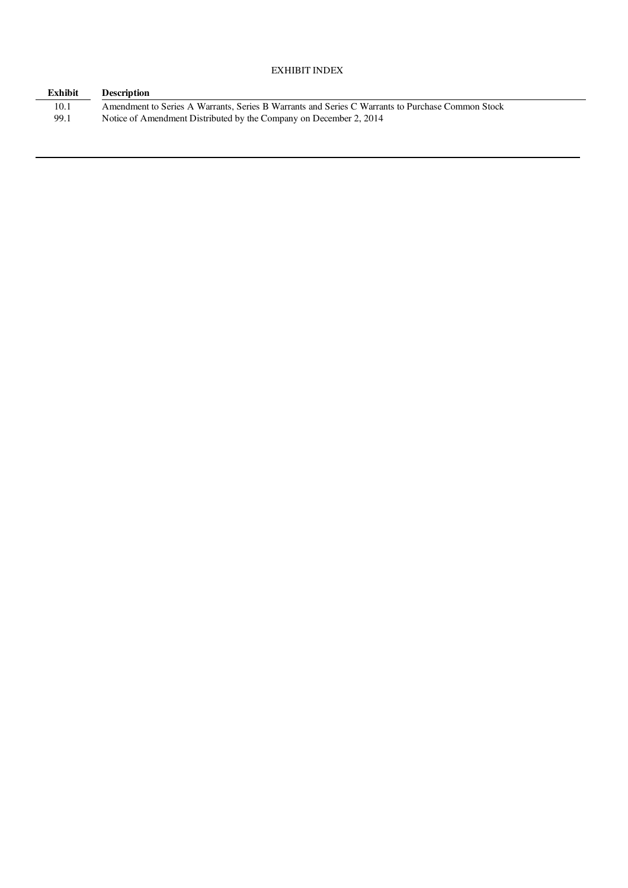EXHIBIT INDEX

| Exhibit | Description |
| --- | --- |
| 10.1 | Amendment to Series A Warrants, Series B Warrants and Series C Warrants to Purchase Common Stock |
| 99.1 | Notice of Amendment Distributed by the Company on December 2, 2014 |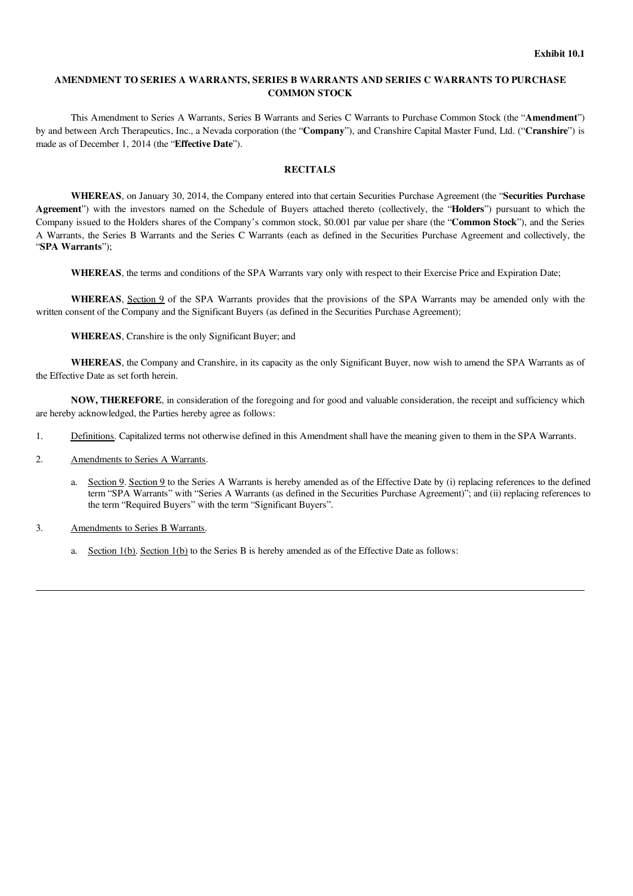**Exhibit 10.1**

**AMENDMENT TO SERIES A WARRANTS, SERIES B WARRANTS AND SERIES C WARRANTS TO PURCHASE COMMON STOCK**

This Amendment to Series A Warrants, Series B Warrants and Series C Warrants to Purchase Common Stock (the "**Amendment**") by and between Arch Therapeutics, Inc., a Nevada corporation (the "**Company**"), and Cranshire Capital Master Fund, Ltd. ("**Cranshire**") is made as of December 1, 2014 (the "**Effective Date**").

**RECITALS**

**WHEREAS**, on January 30, 2014, the Company entered into that certain Securities Purchase Agreement (the "**Securities Purchase Agreement**") with the investors named on the Schedule of Buyers attached thereto (collectively, the "**Holders**") pursuant to which the Company issued to the Holders shares of the Company's common stock, $0.001 par value per share (the "**Common Stock**"), and the Series A Warrants, the Series B Warrants and the Series C Warrants (each as defined in the Securities Purchase Agreement and collectively, the "**SPA Warrants**");

**WHEREAS**, the terms and conditions of the SPA Warrants vary only with respect to their Exercise Price and Expiration Date;

**WHEREAS**, Section 9 of the SPA Warrants provides that the provisions of the SPA Warrants may be amended only with the written consent of the Company and the Significant Buyers (as defined in the Securities Purchase Agreement);

**WHEREAS**, Cranshire is the only Significant Buyer; and

**WHEREAS**, the Company and Cranshire, in its capacity as the only Significant Buyer, now wish to amend the SPA Warrants as of the Effective Date as set forth herein.

**NOW, THEREFORE**, in consideration of the foregoing and for good and valuable consideration, the receipt and sufficiency which are hereby acknowledged, the Parties hereby agree as follows:

1. Definitions. Capitalized terms not otherwise defined in this Amendment shall have the meaning given to them in the SPA Warrants.

2. Amendments to Series A Warrants.

   a. Section 9. Section 9 to the Series A Warrants is hereby amended as of the Effective Date by (i) replacing references to the defined term "SPA Warrants" with "Series A Warrants (as defined in the Securities Purchase Agreement)"; and (ii) replacing references to the term "Required Buyers" with the term "Significant Buyers".

3. Amendments to Series B Warrants.

   a. Section 1(b). Section 1(b) to the Series B is hereby amended as of the Effective Date as follows: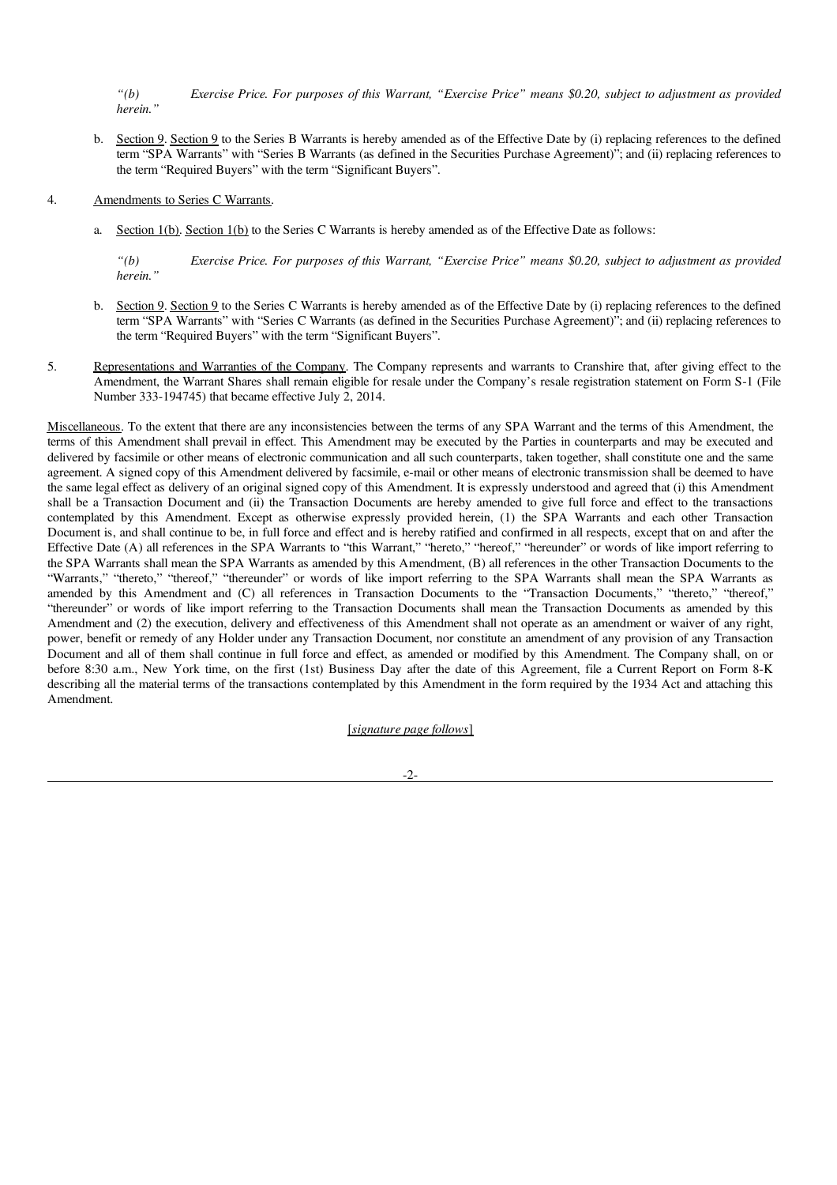*"(b) Exercise Price. For purposes of this Warrant, "Exercise Price" means $0.20, subject to adjustment as provided herein."*

b. Section 9. Section 9 to the Series B Warrants is hereby amended as of the Effective Date by (i) replacing references to the defined term "SPA Warrants" with "Series B Warrants (as defined in the Securities Purchase Agreement)"; and (ii) replacing references to the term "Required Buyers" with the term "Significant Buyers".

4. Amendments to Series C Warrants.

a. Section 1(b). Section 1(b) to the Series C Warrants is hereby amended as of the Effective Date as follows:

*"(b) Exercise Price. For purposes of this Warrant, "Exercise Price" means $0.20, subject to adjustment as provided herein."*

b. Section 9. Section 9 to the Series C Warrants is hereby amended as of the Effective Date by (i) replacing references to the defined term "SPA Warrants" with "Series C Warrants (as defined in the Securities Purchase Agreement)"; and (ii) replacing references to the term "Required Buyers" with the term "Significant Buyers".

5. Representations and Warranties of the Company. The Company represents and warrants to Cranshire that, after giving effect to the Amendment, the Warrant Shares shall remain eligible for resale under the Company's resale registration statement on Form S-1 (File Number 333-194745) that became effective July 2, 2014.

Miscellaneous. To the extent that there are any inconsistencies between the terms of any SPA Warrant and the terms of this Amendment, the terms of this Amendment shall prevail in effect. This Amendment may be executed by the Parties in counterparts and may be executed and delivered by facsimile or other means of electronic communication and all such counterparts, taken together, shall constitute one and the same agreement. A signed copy of this Amendment delivered by facsimile, e-mail or other means of electronic transmission shall be deemed to have the same legal effect as delivery of an original signed copy of this Amendment. It is expressly understood and agreed that (i) this Amendment shall be a Transaction Document and (ii) the Transaction Documents are hereby amended to give full force and effect to the transactions contemplated by this Amendment. Except as otherwise expressly provided herein, (1) the SPA Warrants and each other Transaction Document is, and shall continue to be, in full force and effect and is hereby ratified and confirmed in all respects, except that on and after the Effective Date (A) all references in the SPA Warrants to "this Warrant," "hereto," "hereof," "hereunder" or words of like import referring to the SPA Warrants shall mean the SPA Warrants as amended by this Amendment, (B) all references in the other Transaction Documents to the "Warrants," "thereto," "thereof," "thereunder" or words of like import referring to the SPA Warrants shall mean the SPA Warrants as amended by this Amendment and (C) all references in Transaction Documents to the "Transaction Documents," "thereto," "thereof," "thereunder" or words of like import referring to the Transaction Documents shall mean the Transaction Documents as amended by this Amendment and (2) the execution, delivery and effectiveness of this Amendment shall not operate as an amendment or waiver of any right, power, benefit or remedy of any Holder under any Transaction Document, nor constitute an amendment of any provision of any Transaction Document and all of them shall continue in full force and effect, as amended or modified by this Amendment. The Company shall, on or before 8:30 a.m., New York time, on the first (1st) Business Day after the date of this Agreement, file a Current Report on Form 8-K describing all the material terms of the transactions contemplated by this Amendment in the form required by the 1934 Act and attaching this Amendment.

[*signature page follows*]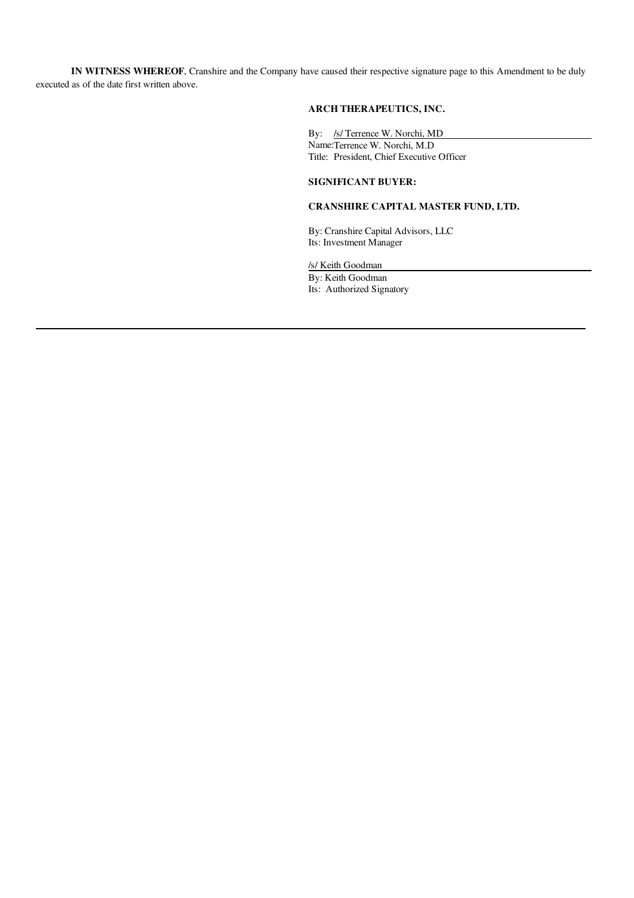**IN WITNESS WHEREOF**, Cranshire and the Company have caused their respective signature page to this Amendment to be duly executed as of the date first written above.

**ARCH THERAPEUTICS, INC.**

By: /s/ Terrence W. Norchi, MD
Name: Terrence W. Norchi, M.D
Title: President, Chief Executive Officer

**SIGNIFICANT BUYER:**

**CRANSHIRE CAPITAL MASTER FUND, LTD.**

By: Cranshire Capital Advisors, LLC
Its: Investment Manager

/s/ Keith Goodman
By: Keith Goodman
Its: Authorized Signatory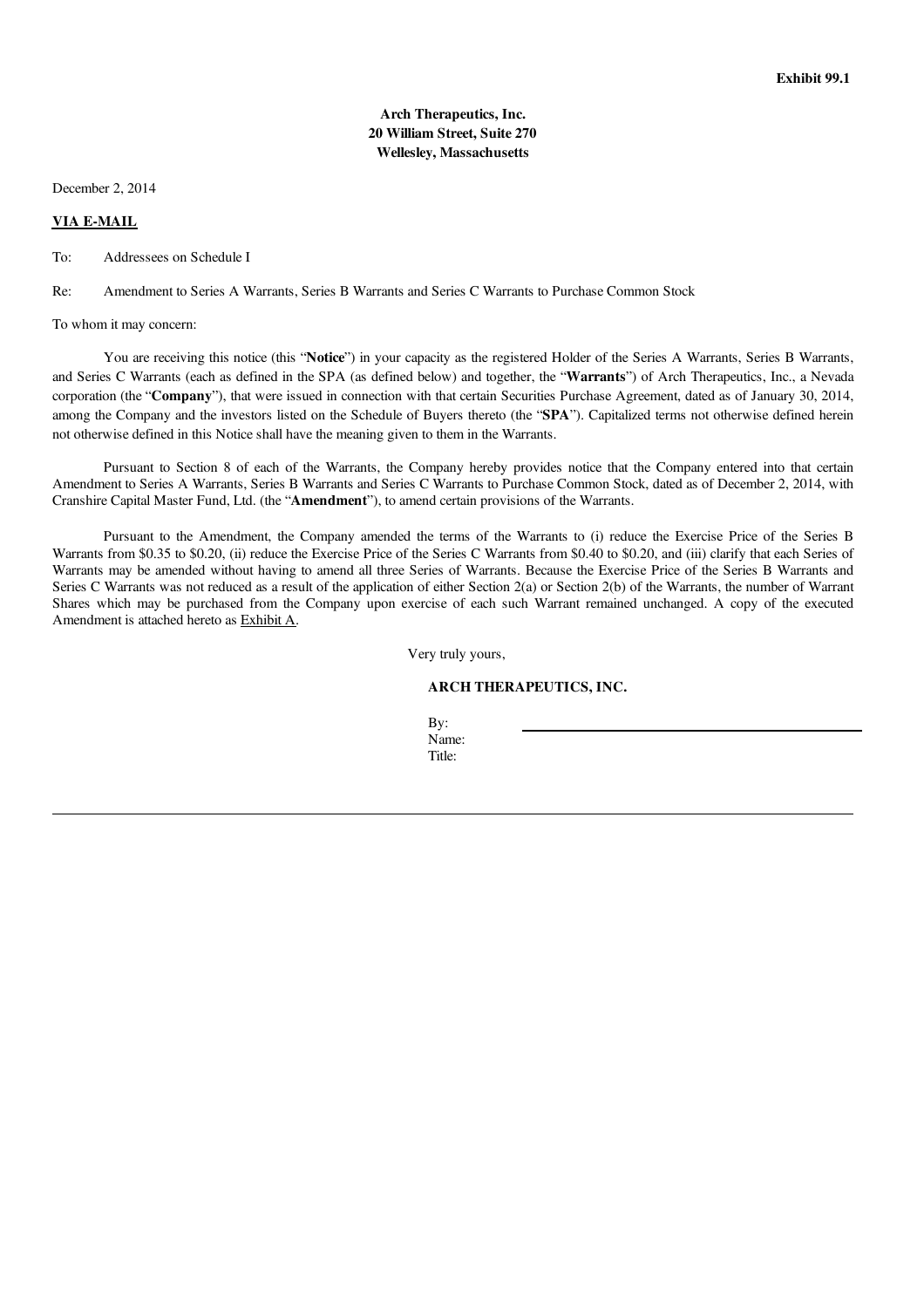**Exhibit 99.1**

**Arch Therapeutics, Inc.**
**20 William Street, Suite 270**
**Wellesley, Massachusetts**

December 2, 2014

**VIA E-MAIL**

To: Addressees on Schedule I

Re: Amendment to Series A Warrants, Series B Warrants and Series C Warrants to Purchase Common Stock

To whom it may concern:

You are receiving this notice (this "**Notice**") in your capacity as the registered Holder of the Series A Warrants, Series B Warrants, and Series C Warrants (each as defined in the SPA (as defined below) and together, the "**Warrants**") of Arch Therapeutics, Inc., a Nevada corporation (the "**Company**"), that were issued in connection with that certain Securities Purchase Agreement, dated as of January 30, 2014, among the Company and the investors listed on the Schedule of Buyers thereto (the "**SPA**"). Capitalized terms not otherwise defined herein not otherwise defined in this Notice shall have the meaning given to them in the Warrants.

Pursuant to Section 8 of each of the Warrants, the Company hereby provides notice that the Company entered into that certain Amendment to Series A Warrants, Series B Warrants and Series C Warrants to Purchase Common Stock, dated as of December 2, 2014, with Cranshire Capital Master Fund, Ltd. (the "**Amendment**"), to amend certain provisions of the Warrants.

Pursuant to the Amendment, the Company amended the terms of the Warrants to (i) reduce the Exercise Price of the Series B Warrants from $0.35 to $0.20, (ii) reduce the Exercise Price of the Series C Warrants from $0.40 to $0.20, and (iii) clarify that each Series of Warrants may be amended without having to amend all three Series of Warrants. Because the Exercise Price of the Series B Warrants and Series C Warrants was not reduced as a result of the application of either Section 2(a) or Section 2(b) of the Warrants, the number of Warrant Shares which may be purchased from the Company upon exercise of each such Warrant remained unchanged. A copy of the executed Amendment is attached hereto as Exhibit A.

Very truly yours,

**ARCH THERAPEUTICS, INC.**

By: \_\_\_\_\_\_\_\_\_\_\_\_\_\_\_\_\_\_\_\_\_\_\_\_\_\_\_\_
Name:
Title: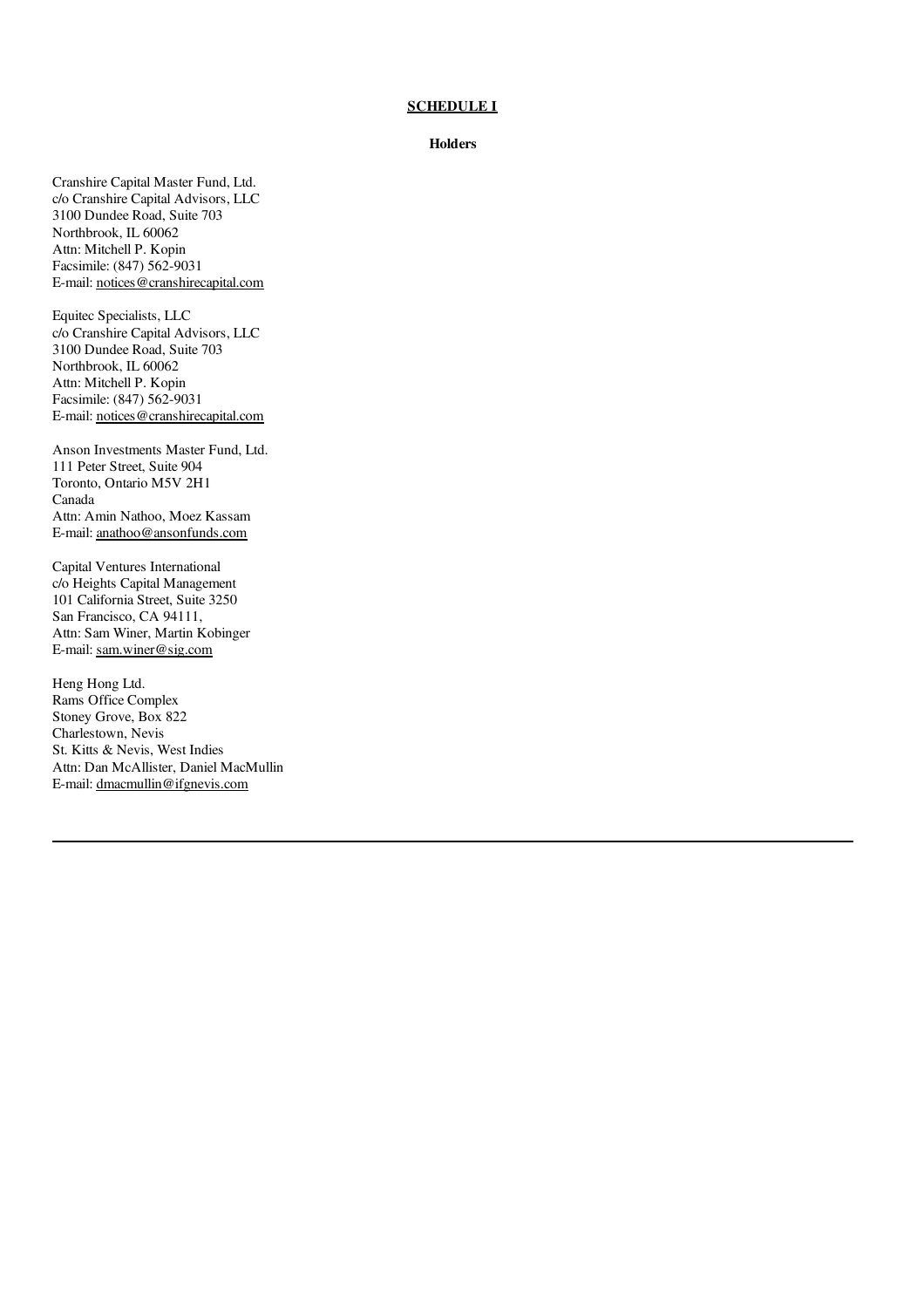**SCHEDULE I**

**Holders**

Cranshire Capital Master Fund, Ltd.
c/o Cranshire Capital Advisors, LLC
3100 Dundee Road, Suite 703
Northbrook, IL 60062
Attn: Mitchell P. Kopin
Facsimile: (847) 562-9031
E-mail: notices@cranshirecapital.com

Equitec Specialists, LLC
c/o Cranshire Capital Advisors, LLC
3100 Dundee Road, Suite 703
Northbrook, IL 60062
Attn: Mitchell P. Kopin
Facsimile: (847) 562-9031
E-mail: notices@cranshirecapital.com

Anson Investments Master Fund, Ltd.
111 Peter Street, Suite 904
Toronto, Ontario M5V 2H1
Canada
Attn: Amin Nathoo, Moez Kassam
E-mail: anathoo@ansonfunds.com

Capital Ventures International
c/o Heights Capital Management
101 California Street, Suite 3250
San Francisco, CA 94111,
Attn: Sam Winer, Martin Kobinger
E-mail: sam.winer@sig.com

Heng Hong Ltd.
Rams Office Complex
Stoney Grove, Box 822
Charlestown, Nevis
St. Kitts & Nevis, West Indies
Attn: Dan McAllister, Daniel MacMullin
E-mail: dmacmullin@ifgnevis.com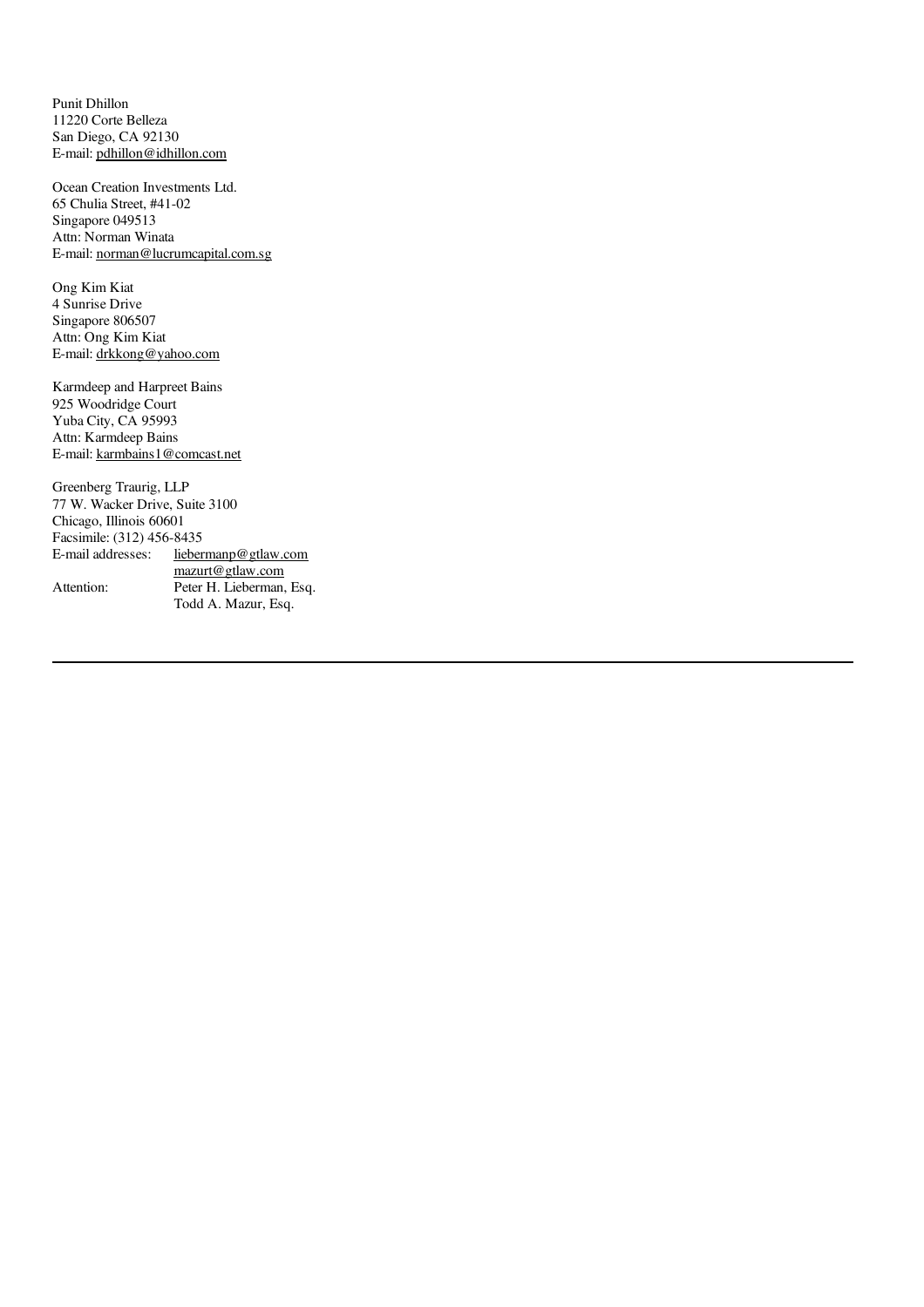Punit Dhillon
11220 Corte Belleza
San Diego, CA 92130
E-mail: pdhillon@idhillon.com

Ocean Creation Investments Ltd.
65 Chulia Street, #41-02
Singapore 049513
Attn: Norman Winata
E-mail: norman@lucrumcapital.com.sg

Ong Kim Kiat
4 Sunrise Drive
Singapore 806507
Attn: Ong Kim Kiat
E-mail: drkkong@yahoo.com

Karmdeep and Harpreet Bains
925 Woodridge Court
Yuba City, CA 95993
Attn: Karmdeep Bains
E-mail: karmbains1@comcast.net

Greenberg Traurig, LLP
77 W. Wacker Drive, Suite 3100
Chicago, Illinois 60601
Facsimile: (312) 456-8435

E-mail addresses: liebermanp@gtlaw.com
mazurt@gtlaw.com

Attention: Peter H. Lieberman, Esq.
Todd A. Mazur, Esq.

---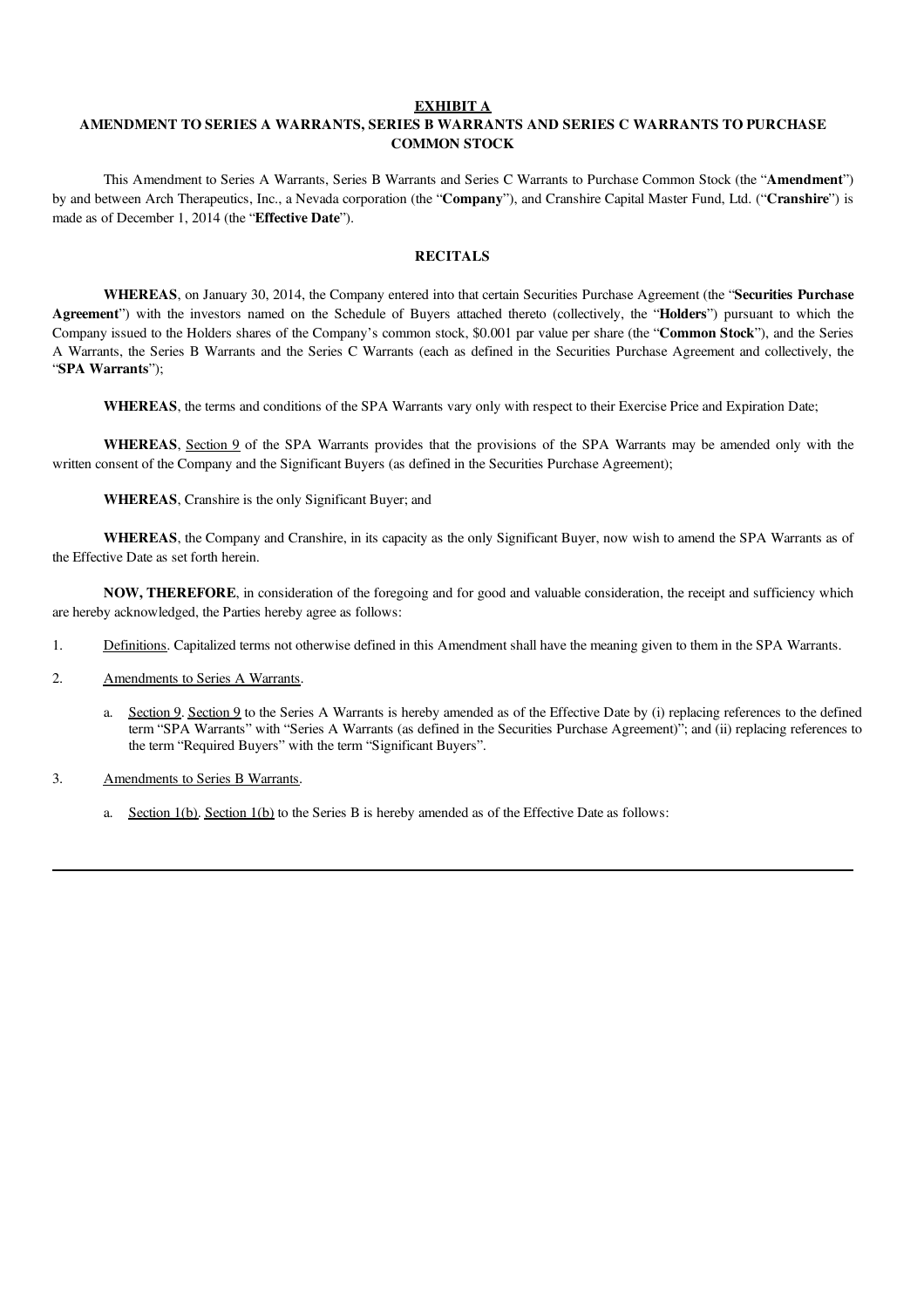**EXHIBIT A**

**AMENDMENT TO SERIES A WARRANTS, SERIES B WARRANTS AND SERIES C WARRANTS TO PURCHASE COMMON STOCK**

This Amendment to Series A Warrants, Series B Warrants and Series C Warrants to Purchase Common Stock (the "**Amendment**") by and between Arch Therapeutics, Inc., a Nevada corporation (the "**Company**"), and Cranshire Capital Master Fund, Ltd. ("**Cranshire**") is made as of December 1, 2014 (the "**Effective Date**").

**RECITALS**

**WHEREAS**, on January 30, 2014, the Company entered into that certain Securities Purchase Agreement (the "**Securities Purchase Agreement**") with the investors named on the Schedule of Buyers attached thereto (collectively, the "**Holders**") pursuant to which the Company issued to the Holders shares of the Company's common stock, $0.001 par value per share (the "**Common Stock**"), and the Series A Warrants, the Series B Warrants and the Series C Warrants (each as defined in the Securities Purchase Agreement and collectively, the "**SPA Warrants**");

**WHEREAS**, the terms and conditions of the SPA Warrants vary only with respect to their Exercise Price and Expiration Date;

**WHEREAS**, Section 9 of the SPA Warrants provides that the provisions of the SPA Warrants may be amended only with the written consent of the Company and the Significant Buyers (as defined in the Securities Purchase Agreement);

**WHEREAS**, Cranshire is the only Significant Buyer; and

**WHEREAS**, the Company and Cranshire, in its capacity as the only Significant Buyer, now wish to amend the SPA Warrants as of the Effective Date as set forth herein.

**NOW, THEREFORE**, in consideration of the foregoing and for good and valuable consideration, the receipt and sufficiency which are hereby acknowledged, the Parties hereby agree as follows:

1. Definitions. Capitalized terms not otherwise defined in this Amendment shall have the meaning given to them in the SPA Warrants.

2. Amendments to Series A Warrants.

   a. Section 9. Section 9 to the Series A Warrants is hereby amended as of the Effective Date by (i) replacing references to the defined term "SPA Warrants" with "Series A Warrants (as defined in the Securities Purchase Agreement)"; and (ii) replacing references to the term "Required Buyers" with the term "Significant Buyers".

3. Amendments to Series B Warrants.

   a. Section 1(b). Section 1(b) to the Series B is hereby amended as of the Effective Date as follows: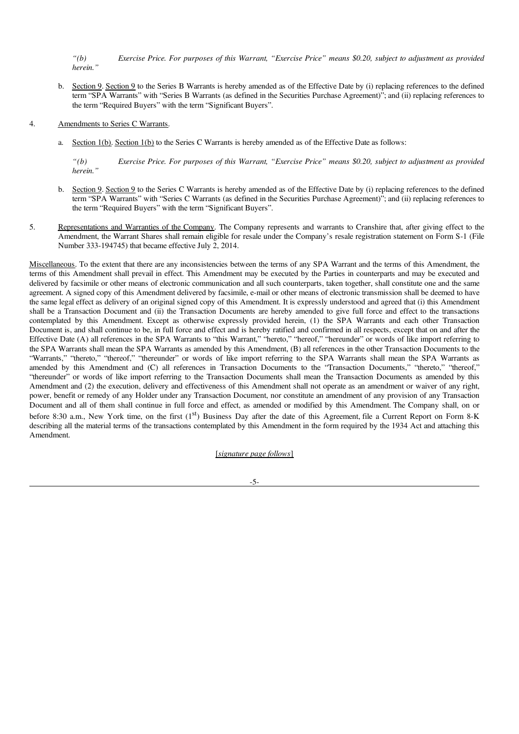*“(b) Exercise Price. For purposes of this Warrant, “Exercise Price” means $0.20, subject to adjustment as provided herein.”*

b. Section 9. Section 9 to the Series B Warrants is hereby amended as of the Effective Date by (i) replacing references to the defined term “SPA Warrants” with “Series B Warrants (as defined in the Securities Purchase Agreement)”; and (ii) replacing references to the term “Required Buyers” with the term “Significant Buyers”.

4. Amendments to Series C Warrants.

a. Section 1(b). Section 1(b) to the Series C Warrants is hereby amended as of the Effective Date as follows:

*“(b) Exercise Price. For purposes of this Warrant, “Exercise Price” means $0.20, subject to adjustment as provided herein.”*

b. Section 9. Section 9 to the Series C Warrants is hereby amended as of the Effective Date by (i) replacing references to the defined term “SPA Warrants” with “Series C Warrants (as defined in the Securities Purchase Agreement)”; and (ii) replacing references to the term “Required Buyers” with the term “Significant Buyers”.

5. Representations and Warranties of the Company. The Company represents and warrants to Cranshire that, after giving effect to the Amendment, the Warrant Shares shall remain eligible for resale under the Company’s resale registration statement on Form S-1 (File Number 333-194745) that became effective July 2, 2014.

Miscellaneous. To the extent that there are any inconsistencies between the terms of any SPA Warrant and the terms of this Amendment, the terms of this Amendment shall prevail in effect. This Amendment may be executed by the Parties in counterparts and may be executed and delivered by facsimile or other means of electronic communication and all such counterparts, taken together, shall constitute one and the same agreement. A signed copy of this Amendment delivered by facsimile, e-mail or other means of electronic transmission shall be deemed to have the same legal effect as delivery of an original signed copy of this Amendment. It is expressly understood and agreed that (i) this Amendment shall be a Transaction Document and (ii) the Transaction Documents are hereby amended to give full force and effect to the transactions contemplated by this Amendment. Except as otherwise expressly provided herein, (1) the SPA Warrants and each other Transaction Document is, and shall continue to be, in full force and effect and is hereby ratified and confirmed in all respects, except that on and after the Effective Date (A) all references in the SPA Warrants to “this Warrant,” “hereto,” “hereof,” “hereunder” or words of like import referring to the SPA Warrants shall mean the SPA Warrants as amended by this Amendment, (B) all references in the other Transaction Documents to the “Warrants,” “thereto,” “thereof,” “thereunder” or words of like import referring to the SPA Warrants shall mean the SPA Warrants as amended by this Amendment and (C) all references in Transaction Documents to the “Transaction Documents,” “thereto,” “thereof,” “thereunder” or words of like import referring to the Transaction Documents shall mean the Transaction Documents as amended by this Amendment and (2) the execution, delivery and effectiveness of this Amendment shall not operate as an amendment or waiver of any right, power, benefit or remedy of any Holder under any Transaction Document, nor constitute an amendment of any provision of any Transaction Document and all of them shall continue in full force and effect, as amended or modified by this Amendment. The Company shall, on or before 8:30 a.m., New York time, on the first (1st) Business Day after the date of this Agreement, file a Current Report on Form 8-K describing all the material terms of the transactions contemplated by this Amendment in the form required by the 1934 Act and attaching this Amendment.

[*signature page follows*]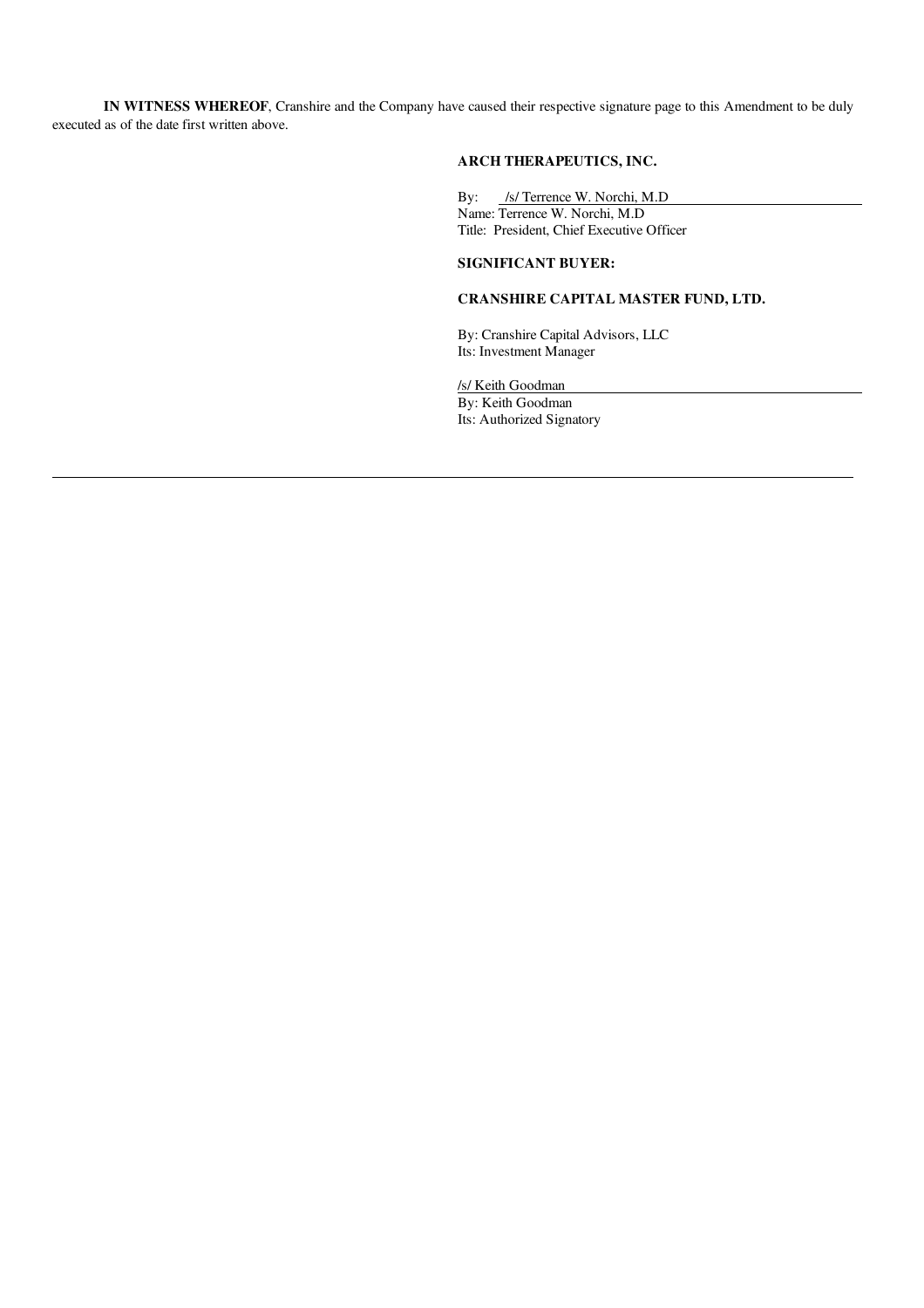**IN WITNESS WHEREOF**, Cranshire and the Company have caused their respective signature page to this Amendment to be duly executed as of the date first written above.

**ARCH THERAPEUTICS, INC.**

By: /s/ Terrence W. Norchi, M.D
Name: Terrence W. Norchi, M.D
Title: President, Chief Executive Officer

**SIGNIFICANT BUYER:**

**CRANSHIRE CAPITAL MASTER FUND, LTD.**

By: Cranshire Capital Advisors, LLC
Its: Investment Manager

/s/ Keith Goodman
By: Keith Goodman
Its: Authorized Signatory